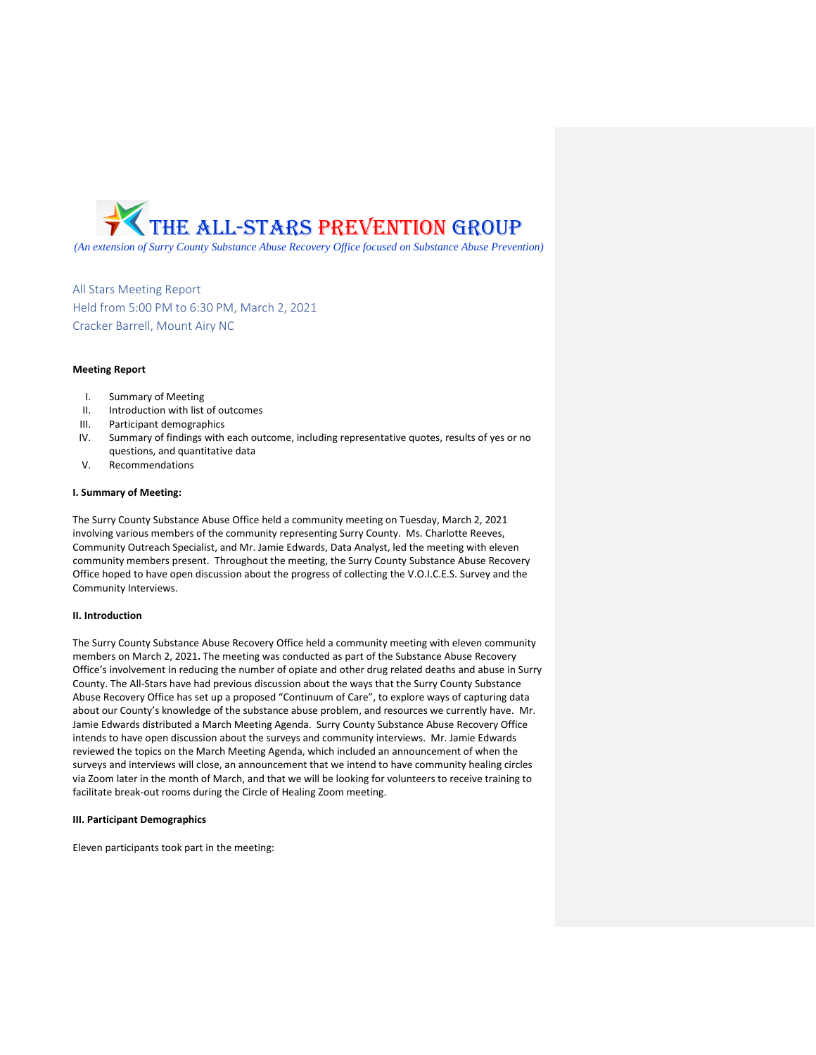# THE ALL-STARS PREVENTION GROUP

*(An extension of Surry County Substance Abuse Recovery Office focused on Substance Abuse Prevention)*

All Stars Meeting Report
Held from 5:00 PM to 6:30 PM, March 2, 2021
Cracker Barrell, Mount Airy NC

**Meeting Report**

I. Summary of Meeting
II. Introduction with list of outcomes
III. Participant demographics
IV. Summary of findings with each outcome, including representative quotes, results of yes or no questions, and quantitative data
V. Recommendations

**I. Summary of Meeting:**

The Surry County Substance Abuse Office held a community meeting on Tuesday, March 2, 2021 involving various members of the community representing Surry County. Ms. Charlotte Reeves, Community Outreach Specialist, and Mr. Jamie Edwards, Data Analyst, led the meeting with eleven community members present. Throughout the meeting, the Surry County Substance Abuse Recovery Office hoped to have open discussion about the progress of collecting the V.O.I.C.E.S. Survey and the Community Interviews.

**II. Introduction**

The Surry County Substance Abuse Recovery Office held a community meeting with eleven community members on March 2, 2021**.** The meeting was conducted as part of the Substance Abuse Recovery Office's involvement in reducing the number of opiate and other drug related deaths and abuse in Surry County. The All-Stars have had previous discussion about the ways that the Surry County Substance Abuse Recovery Office has set up a proposed "Continuum of Care", to explore ways of capturing data about our County's knowledge of the substance abuse problem, and resources we currently have. Mr. Jamie Edwards distributed a March Meeting Agenda. Surry County Substance Abuse Recovery Office intends to have open discussion about the surveys and community interviews. Mr. Jamie Edwards reviewed the topics on the March Meeting Agenda, which included an announcement of when the surveys and interviews will close, an announcement that we intend to have community healing circles via Zoom later in the month of March, and that we will be looking for volunteers to receive training to facilitate break-out rooms during the Circle of Healing Zoom meeting.

**III. Participant Demographics**

Eleven participants took part in the meeting: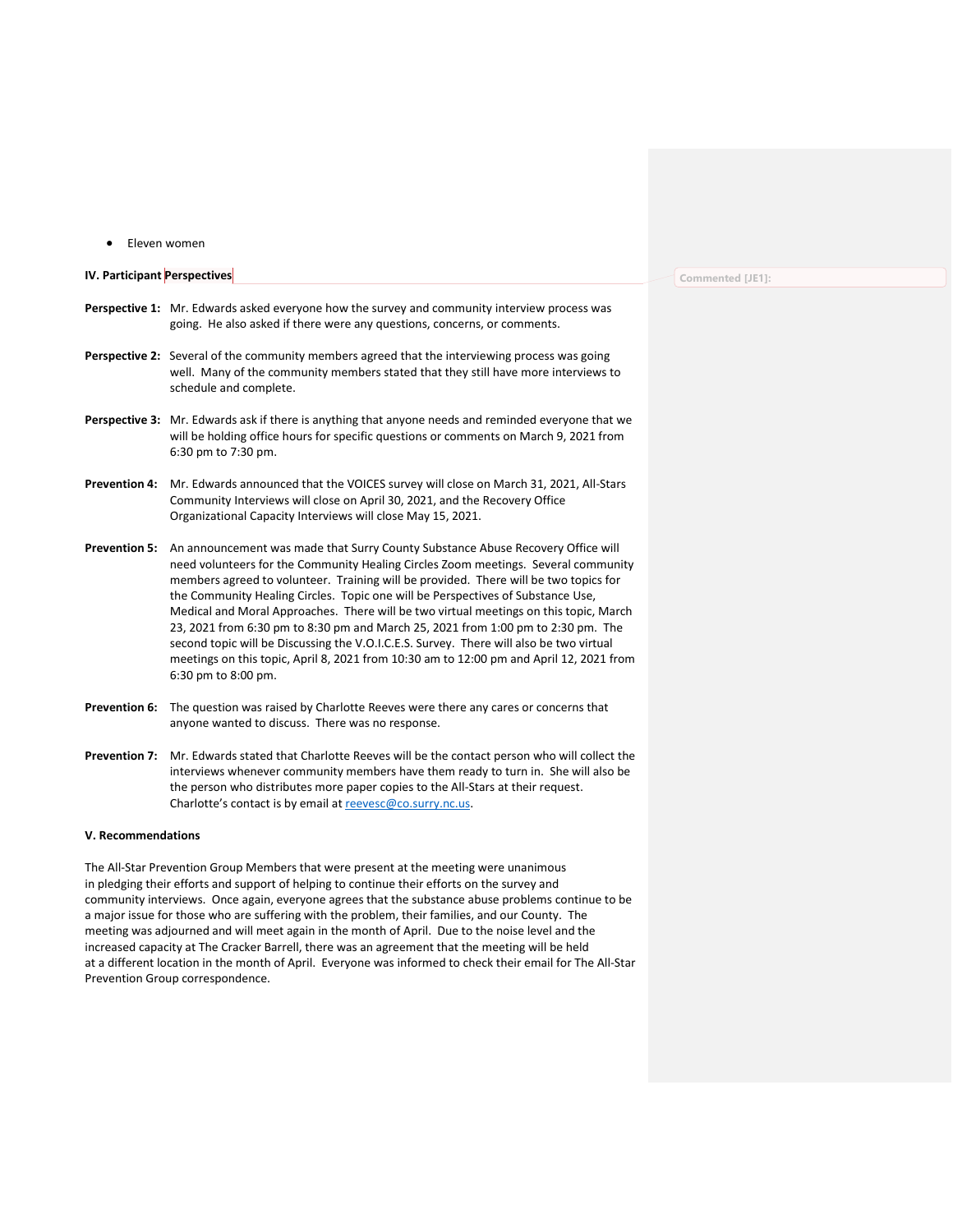- Eleven women

**IV. Participant Perspectives**

**Perspective 1:** Mr. Edwards asked everyone how the survey and community interview process was going. He also asked if there were any questions, concerns, or comments.

**Perspective 2:** Several of the community members agreed that the interviewing process was going well. Many of the community members stated that they still have more interviews to schedule and complete.

**Perspective 3:** Mr. Edwards ask if there is anything that anyone needs and reminded everyone that we will be holding office hours for specific questions or comments on March 9, 2021 from 6:30 pm to 7:30 pm.

**Prevention 4:** Mr. Edwards announced that the VOICES survey will close on March 31, 2021, All-Stars Community Interviews will close on April 30, 2021, and the Recovery Office Organizational Capacity Interviews will close May 15, 2021.

**Prevention 5:** An announcement was made that Surry County Substance Abuse Recovery Office will need volunteers for the Community Healing Circles Zoom meetings. Several community members agreed to volunteer. Training will be provided. There will be two topics for the Community Healing Circles. Topic one will be Perspectives of Substance Use, Medical and Moral Approaches. There will be two virtual meetings on this topic, March 23, 2021 from 6:30 pm to 8:30 pm and March 25, 2021 from 1:00 pm to 2:30 pm. The second topic will be Discussing the V.O.I.C.E.S. Survey. There will also be two virtual meetings on this topic, April 8, 2021 from 10:30 am to 12:00 pm and April 12, 2021 from 6:30 pm to 8:00 pm.

**Prevention 6:** The question was raised by Charlotte Reeves were there any cares or concerns that anyone wanted to discuss. There was no response.

**Prevention 7:** Mr. Edwards stated that Charlotte Reeves will be the contact person who will collect the interviews whenever community members have them ready to turn in. She will also be the person who distributes more paper copies to the All-Stars at their request. Charlotte's contact is by email at reevesc@co.surry.nc.us.

**V. Recommendations**

The All-Star Prevention Group Members that were present at the meeting were unanimous in pledging their efforts and support of helping to continue their efforts on the survey and community interviews. Once again, everyone agrees that the substance abuse problems continue to be a major issue for those who are suffering with the problem, their families, and our County. The meeting was adjourned and will meet again in the month of April. Due to the noise level and the increased capacity at The Cracker Barrell, there was an agreement that the meeting will be held at a different location in the month of April. Everyone was informed to check their email for The All-Star Prevention Group correspondence.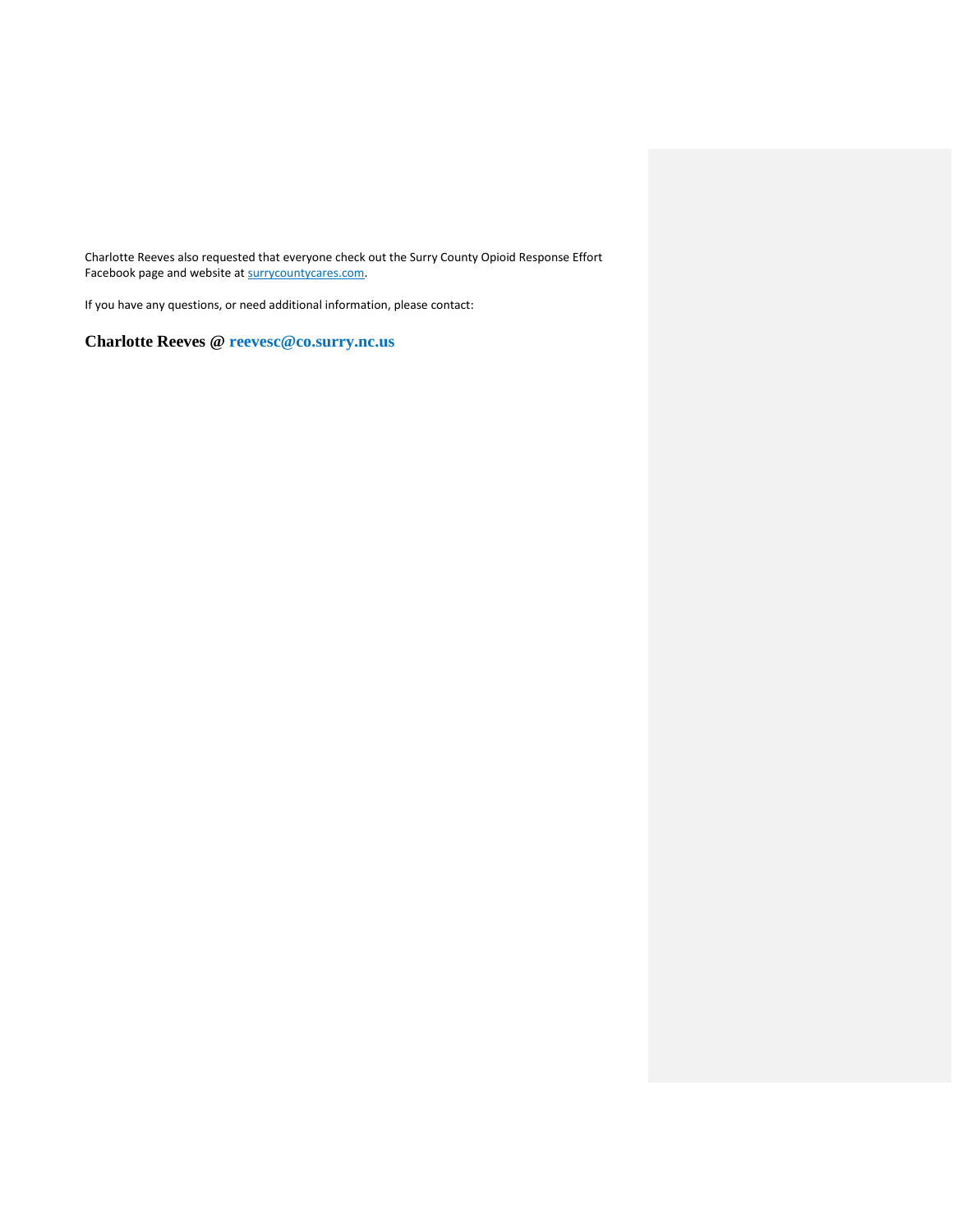Charlotte Reeves also requested that everyone check out the Surry County Opioid Response Effort Facebook page and website at surrycountycares.com.

If you have any questions, or need additional information, please contact:

**Charlotte Reeves @ reevesc@co.surry.nc.us**